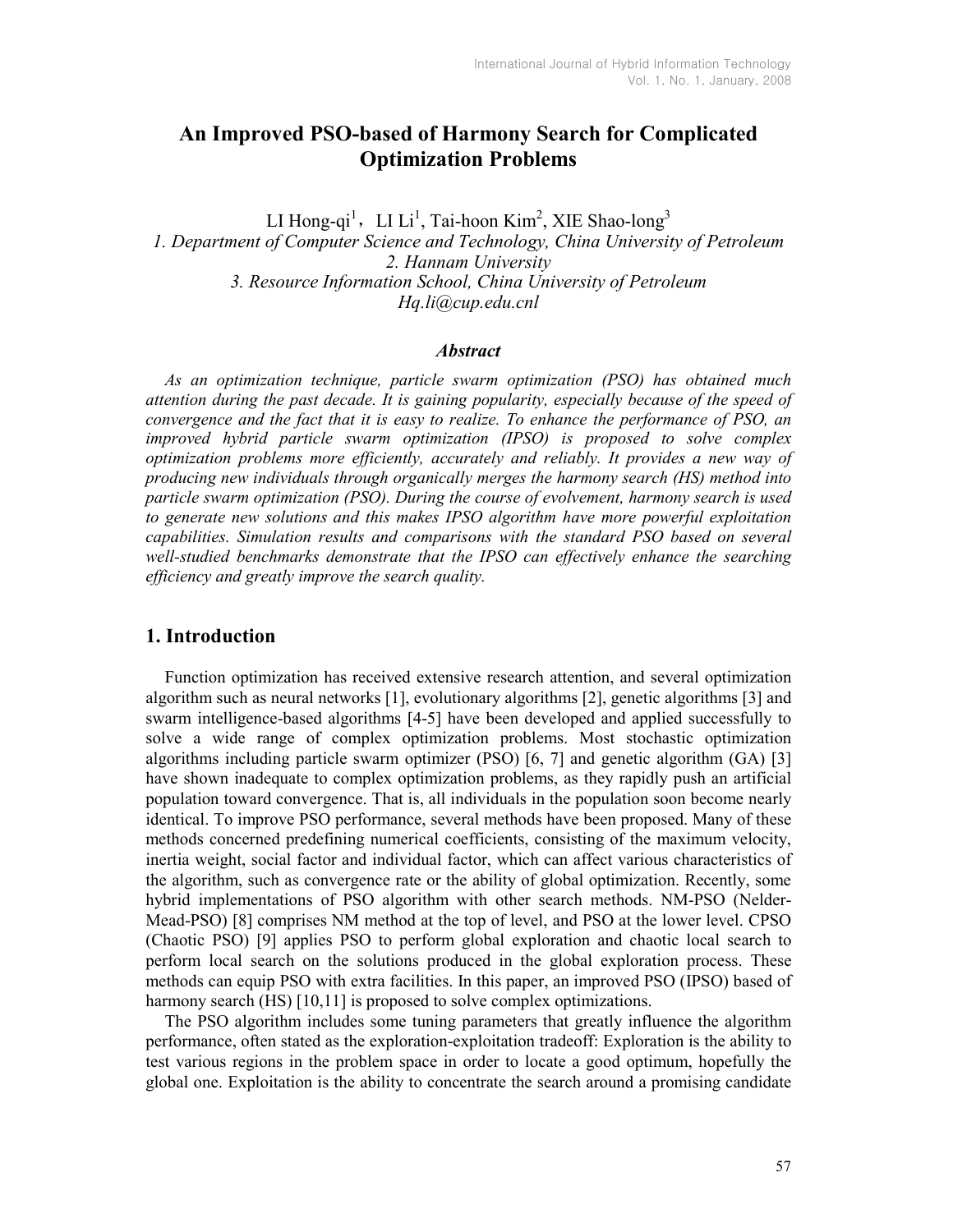# An Improved PSO-based of Harmony Search for Complicated Optimization Problems

LI Hong-qi[1]，LI Li[1], Tai-hoon Kim[2], XIE Shao-long[3]

*1. Department of Computer Science and Technology, China University of Petroleum*
*2. Hannam University*
*3. Resource Information School, China University of Petroleum*
*Hq.li@cup.edu.cnl*

### *Abstract*

*As an optimization technique, particle swarm optimization (PSO) has obtained much attention during the past decade. It is gaining popularity, especially because of the speed of convergence and the fact that it is easy to realize. To enhance the performance of PSO, an improved hybrid particle swarm optimization (IPSO) is proposed to solve complex optimization problems more efficiently, accurately and reliably. It provides a new way of producing new individuals through organically merges the harmony search (HS) method into particle swarm optimization (PSO). During the course of evolvement, harmony search is used to generate new solutions and this makes IPSO algorithm have more powerful exploitation capabilities. Simulation results and comparisons with the standard PSO based on several well-studied benchmarks demonstrate that the IPSO can effectively enhance the searching efficiency and greatly improve the search quality.*

## 1. Introduction

Function optimization has received extensive research attention, and several optimization algorithm such as neural networks [1], evolutionary algorithms [2], genetic algorithms [3] and swarm intelligence-based algorithms [4-5] have been developed and applied successfully to solve a wide range of complex optimization problems. Most stochastic optimization algorithms including particle swarm optimizer (PSO) [6, 7] and genetic algorithm (GA) [3] have shown inadequate to complex optimization problems, as they rapidly push an artificial population toward convergence. That is, all individuals in the population soon become nearly identical. To improve PSO performance, several methods have been proposed. Many of these methods concerned predefining numerical coefficients, consisting of the maximum velocity, inertia weight, social factor and individual factor, which can affect various characteristics of the algorithm, such as convergence rate or the ability of global optimization. Recently, some hybrid implementations of PSO algorithm with other search methods. NM-PSO (Nelder-Mead-PSO) [8] comprises NM method at the top of level, and PSO at the lower level. CPSO (Chaotic PSO) [9] applies PSO to perform global exploration and chaotic local search to perform local search on the solutions produced in the global exploration process. These methods can equip PSO with extra facilities. In this paper, an improved PSO (IPSO) based of harmony search (HS) [10,11] is proposed to solve complex optimizations.

The PSO algorithm includes some tuning parameters that greatly influence the algorithm performance, often stated as the exploration-exploitation tradeoff: Exploration is the ability to test various regions in the problem space in order to locate a good optimum, hopefully the global one. Exploitation is the ability to concentrate the search around a promising candidate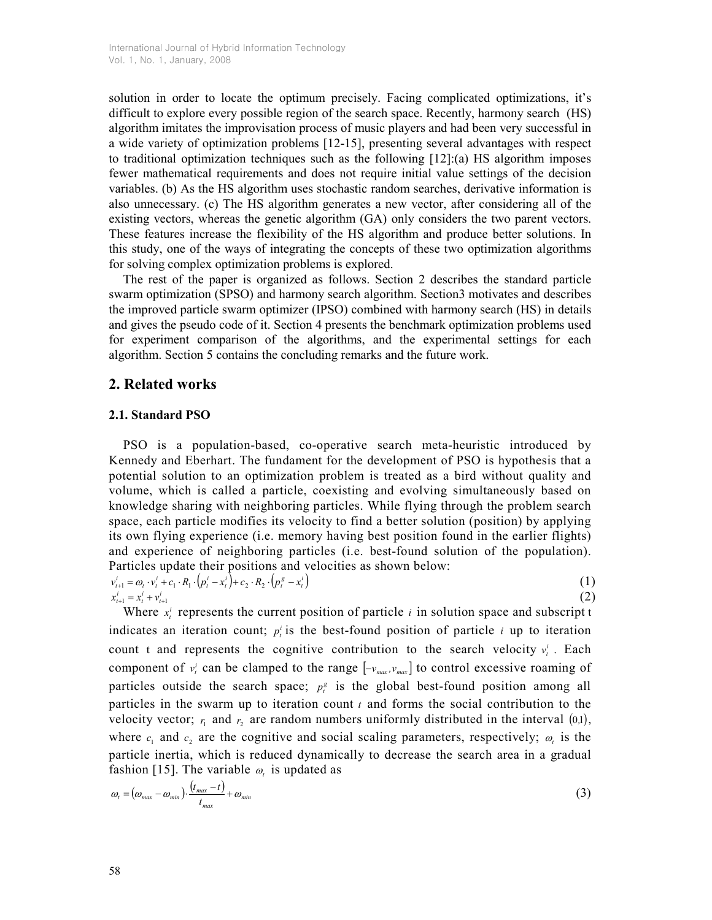solution in order to locate the optimum precisely. Facing complicated optimizations, it's difficult to explore every possible region of the search space. Recently, harmony search (HS) algorithm imitates the improvisation process of music players and had been very successful in a wide variety of optimization problems [12-15], presenting several advantages with respect to traditional optimization techniques such as the following [12]:(a) HS algorithm imposes fewer mathematical requirements and does not require initial value settings of the decision variables. (b) As the HS algorithm uses stochastic random searches, derivative information is also unnecessary. (c) The HS algorithm generates a new vector, after considering all of the existing vectors, whereas the genetic algorithm (GA) only considers the two parent vectors. These features increase the flexibility of the HS algorithm and produce better solutions. In this study, one of the ways of integrating the concepts of these two optimization algorithms for solving complex optimization problems is explored.

The rest of the paper is organized as follows. Section 2 describes the standard particle swarm optimization (SPSO) and harmony search algorithm. Section3 motivates and describes the improved particle swarm optimizer (IPSO) combined with harmony search (HS) in details and gives the pseudo code of it. Section 4 presents the benchmark optimization problems used for experiment comparison of the algorithms, and the experimental settings for each algorithm. Section 5 contains the concluding remarks and the future work.

## 2. Related works

### 2.1. Standard PSO

PSO is a population-based, co-operative search meta-heuristic introduced by Kennedy and Eberhart. The fundament for the development of PSO is hypothesis that a potential solution to an optimization problem is treated as a bird without quality and volume, which is called a particle, coexisting and evolving simultaneously based on knowledge sharing with neighboring particles. While flying through the problem search space, each particle modifies its velocity to find a better solution (position) by applying its own flying experience (i.e. memory having best position found in the earlier flights) and experience of neighboring particles (i.e. best-found solution of the population). Particles update their positions and velocities as shown below:

$$v_{t+1}^{i} = \omega_t \cdot v_t^i + c_1 \cdot R_1 \cdot \left(p_t^i - x_t^i\right) + c_2 \cdot R_2 \cdot \left(p_t^g - x_t^i\right) \tag{1}$$

$$x_{t+1}^{i} = x_t^i + v_{t+1}^{i} \tag{2}$$

Where $x_t^i$ represents the current position of particle $i$ in solution space and subscript t indicates an iteration count; $p_t^i$ is the best-found position of particle $i$ up to iteration count t and represents the cognitive contribution to the search velocity $v_t^i$. Each component of $v_t^i$ can be clamped to the range $[-v_{max}, v_{max}]$ to control excessive roaming of particles outside the search space; $p_t^g$ is the global best-found position among all particles in the swarm up to iteration count $t$ and forms the social contribution to the velocity vector; $r_1$ and $r_2$ are random numbers uniformly distributed in the interval $(0,1)$, where $c_1$ and $c_2$ are the cognitive and social scaling parameters, respectively; $\omega_t$ is the particle inertia, which is reduced dynamically to decrease the search area in a gradual fashion [15]. The variable $\omega_t$ is updated as

$$\omega_t = \left(\omega_{max} - \omega_{min}\right) \cdot \frac{\left(t_{max} - t\right)}{t_{max}} + \omega_{min} \tag{3}$$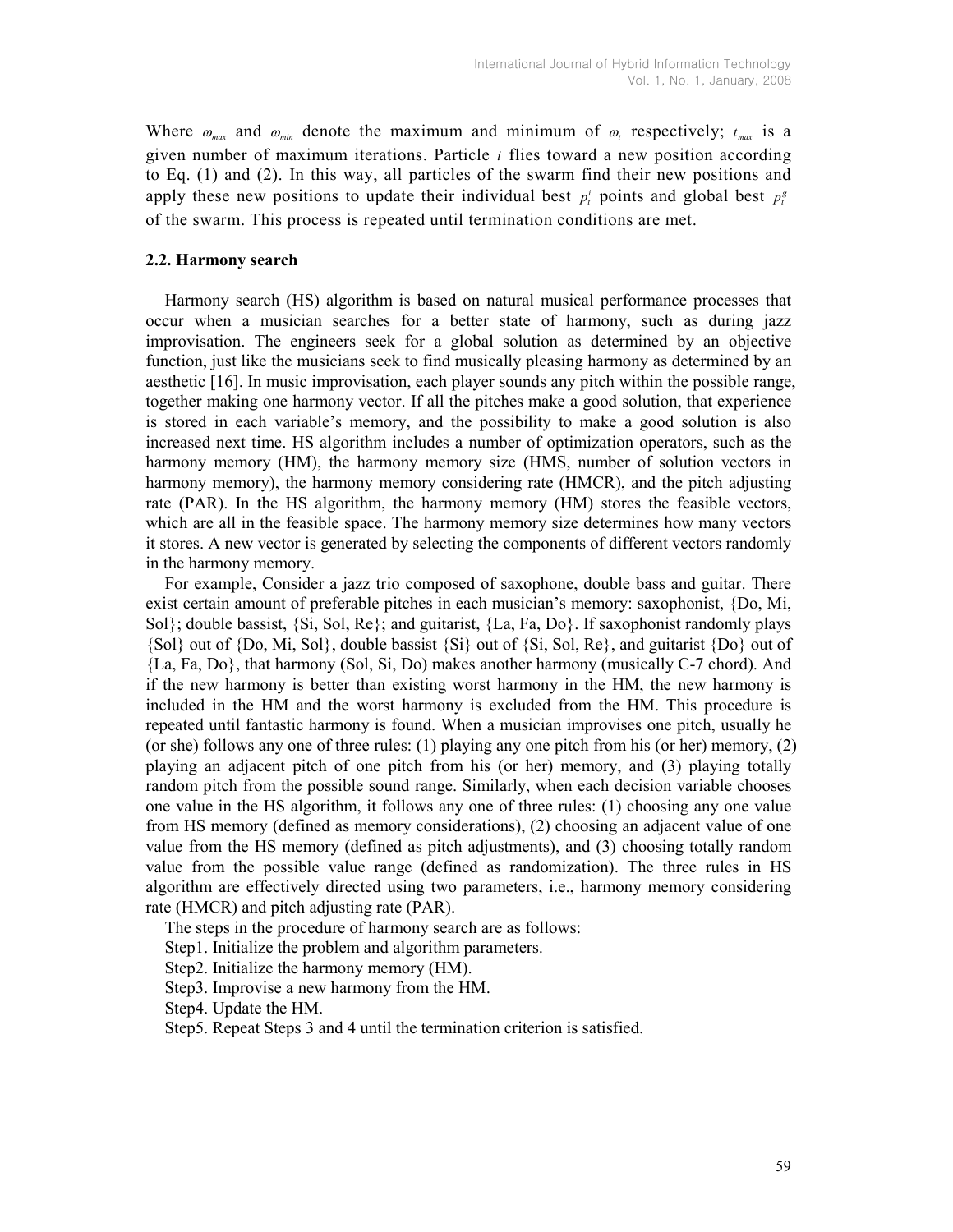Where $\omega_{max}$ and $\omega_{min}$ denote the maximum and minimum of $\omega_t$ respectively; $t_{max}$ is a given number of maximum iterations. Particle $i$ flies toward a new position according to Eq. (1) and (2). In this way, all particles of the swarm find their new positions and apply these new positions to update their individual best $p_t^i$ points and global best $p_t^g$ of the swarm. This process is repeated until termination conditions are met.

### 2.2. Harmony search

Harmony search (HS) algorithm is based on natural musical performance processes that occur when a musician searches for a better state of harmony, such as during jazz improvisation. The engineers seek for a global solution as determined by an objective function, just like the musicians seek to find musically pleasing harmony as determined by an aesthetic [16]. In music improvisation, each player sounds any pitch within the possible range, together making one harmony vector. If all the pitches make a good solution, that experience is stored in each variable's memory, and the possibility to make a good solution is also increased next time. HS algorithm includes a number of optimization operators, such as the harmony memory (HM), the harmony memory size (HMS, number of solution vectors in harmony memory), the harmony memory considering rate (HMCR), and the pitch adjusting rate (PAR). In the HS algorithm, the harmony memory (HM) stores the feasible vectors, which are all in the feasible space. The harmony memory size determines how many vectors it stores. A new vector is generated by selecting the components of different vectors randomly in the harmony memory.

For example, Consider a jazz trio composed of saxophone, double bass and guitar. There exist certain amount of preferable pitches in each musician's memory: saxophonist, {Do, Mi, Sol}; double bassist, {Si, Sol, Re}; and guitarist, {La, Fa, Do}. If saxophonist randomly plays {Sol} out of {Do, Mi, Sol}, double bassist {Si} out of {Si, Sol, Re}, and guitarist {Do} out of {La, Fa, Do}, that harmony (Sol, Si, Do) makes another harmony (musically C-7 chord). And if the new harmony is better than existing worst harmony in the HM, the new harmony is included in the HM and the worst harmony is excluded from the HM. This procedure is repeated until fantastic harmony is found. When a musician improvises one pitch, usually he (or she) follows any one of three rules: (1) playing any one pitch from his (or her) memory, (2) playing an adjacent pitch of one pitch from his (or her) memory, and (3) playing totally random pitch from the possible sound range. Similarly, when each decision variable chooses one value in the HS algorithm, it follows any one of three rules: (1) choosing any one value from HS memory (defined as memory considerations), (2) choosing an adjacent value of one value from the HS memory (defined as pitch adjustments), and (3) choosing totally random value from the possible value range (defined as randomization). The three rules in HS algorithm are effectively directed using two parameters, i.e., harmony memory considering rate (HMCR) and pitch adjusting rate (PAR).

The steps in the procedure of harmony search are as follows:

Step1. Initialize the problem and algorithm parameters.

Step2. Initialize the harmony memory (HM).

Step3. Improvise a new harmony from the HM.

Step4. Update the HM.

Step5. Repeat Steps 3 and 4 until the termination criterion is satisfied.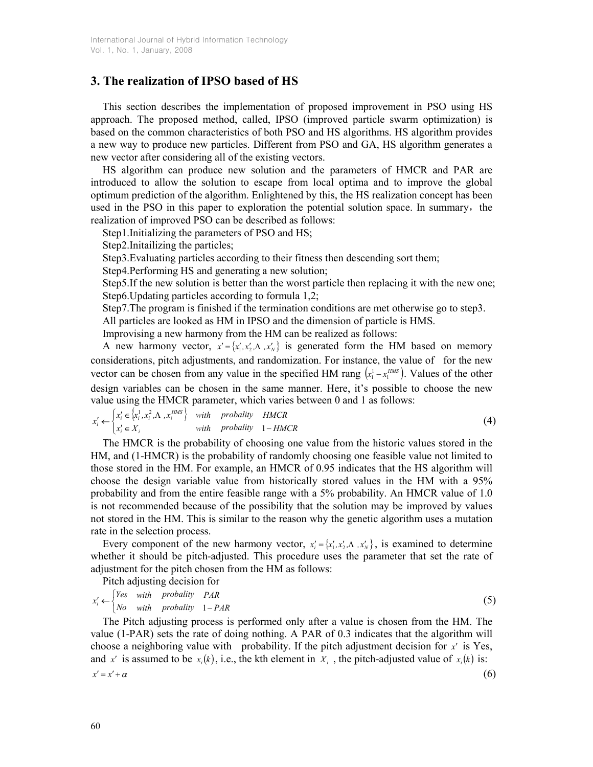## 3. The realization of IPSO based of HS

This section describes the implementation of proposed improvement in PSO using HS approach. The proposed method, called, IPSO (improved particle swarm optimization) is based on the common characteristics of both PSO and HS algorithms. HS algorithm provides a new way to produce new particles. Different from PSO and GA, HS algorithm generates a new vector after considering all of the existing vectors.

HS algorithm can produce new solution and the parameters of HMCR and PAR are introduced to allow the solution to escape from local optima and to improve the global optimum prediction of the algorithm. Enlightened by this, the HS realization concept has been used in the PSO in this paper to exploration the potential solution space. In summary, the realization of improved PSO can be described as follows:

Step1.Initializing the parameters of PSO and HS;

Step2.Initailizing the particles;

Step3.Evaluating particles according to their fitness then descending sort them;

Step4.Performing HS and generating a new solution;

Step5.If the new solution is better than the worst particle then replacing it with the new one;

Step6.Updating particles according to formula 1,2;

Step7.The program is finished if the termination conditions are met otherwise go to step3.

All particles are looked as HM in IPSO and the dimension of particle is HMS.

Improvising a new harmony from the HM can be realized as follows:

A new harmony vector, $x' = \{x'_1, x'_2, \Lambda, x'_N\}$ is generated form the HM based on memory considerations, pitch adjustments, and randomization. For instance, the value of for the new vector can be chosen from any value in the specified HM rang $(x_1^1 - x_1^{HMS})$. Values of the other design variables can be chosen in the same manner. Here, it's possible to choose the new value using the HMCR parameter, which varies between 0 and 1 as follows:

$$x'_i \leftarrow \begin{cases} x'_i \in \{x_i^1, x_i^2, \Lambda, x_i^{HMS}\} & with \quad probality \quad HMCR \\ x'_i \in X_i & with \quad probality \quad 1 - HMCR \end{cases} \tag{4}$$

The HMCR is the probability of choosing one value from the historic values stored in the HM, and (1-HMCR) is the probability of randomly choosing one feasible value not limited to those stored in the HM. For example, an HMCR of 0.95 indicates that the HS algorithm will choose the design variable value from historically stored values in the HM with a 95% probability and from the entire feasible range with a 5% probability. An HMCR value of 1.0 is not recommended because of the possibility that the solution may be improved by values not stored in the HM. This is similar to the reason why the genetic algorithm uses a mutation rate in the selection process.

Every component of the new harmony vector, $x'_i = \{x'_1, x'_2, \Lambda, x'_N\}$, is examined to determine whether it should be pitch-adjusted. This procedure uses the parameter that set the rate of adjustment for the pitch chosen from the HM as follows:

Pitch adjusting decision for

$$x'_i \leftarrow \begin{cases} Yes & with \quad probality \quad PAR \\ No & with \quad probality \quad 1 - PAR \end{cases} \tag{5}$$

The Pitch adjusting process is performed only after a value is chosen from the HM. The value (1-PAR) sets the rate of doing nothing. A PAR of 0.3 indicates that the algorithm will choose a neighboring value with probability. If the pitch adjustment decision for $x'$ is Yes, and $x'$ is assumed to be $x_i(k)$, i.e., the kth element in $X_i$, the pitch-adjusted value of $x_i(k)$ is:

$$x' = x' + \alpha \tag{6}$$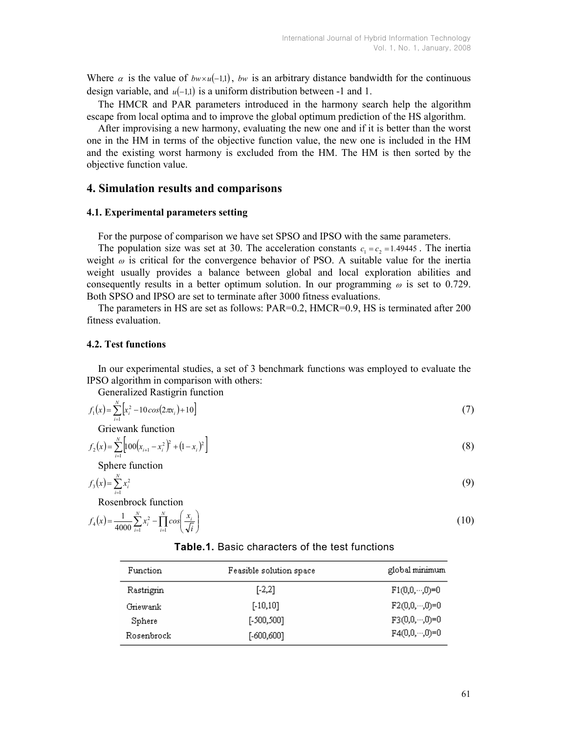Where $\alpha$ is the value of $bw \times u(-1,1)$, $bw$ is an arbitrary distance bandwidth for the continuous design variable, and $u(-1,1)$ is a uniform distribution between -1 and 1.

The HMCR and PAR parameters introduced in the harmony search help the algorithm escape from local optima and to improve the global optimum prediction of the HS algorithm.

After improvising a new harmony, evaluating the new one and if it is better than the worst one in the HM in terms of the objective function value, the new one is included in the HM and the existing worst harmony is excluded from the HM. The HM is then sorted by the objective function value.

## 4. Simulation results and comparisons

### 4.1. Experimental parameters setting

For the purpose of comparison we have set SPSO and IPSO with the same parameters.

The population size was set at 30. The acceleration constants $c_1 = c_2 = 1.49445$. The inertia weight $\omega$ is critical for the convergence behavior of PSO. A suitable value for the inertia weight usually provides a balance between global and local exploration abilities and consequently results in a better optimum solution. In our programming $\omega$ is set to 0.729. Both SPSO and IPSO are set to terminate after 3000 fitness evaluations.

The parameters in HS are set as follows: PAR=0.2, HMCR=0.9, HS is terminated after 200 fitness evaluation.

### 4.2. Test functions

In our experimental studies, a set of 3 benchmark functions was employed to evaluate the IPSO algorithm in comparison with others:

Generalized Rastigrin function

$$f_1(x) = \sum_{i=1}^{N} \left[ x_i^2 - 10\cos(2\pi x_i) + 10 \right] \tag{7}$$

Griewank function

$$f_2(x) = \sum_{i=1}^{N} \left[ 100\left(x_{i+1} - x_i^2\right)^2 + \left(1 - x_i\right)^2 \right] \tag{8}$$

Sphere function

$$f_3(x) = \sum_{i=1}^{N} x_i^2 \tag{9}$$

Rosenbrock function

$$f_4(x) = \frac{1}{4000} \sum_{i=1}^{N} x_i^2 - \prod_{i=1}^{N} \cos\left( \frac{x_i}{\sqrt{i}} \right) \tag{10}$$

**Table.1.** Basic characters of the test functions

| Function | Feasible solution space | global minimum |
|---|---|---|
| Rastrigrin | [-2,2] | F1(0,0,···,0)=0 |
| Griewank | [-10,10] | F2(0,0,···,0)=0 |
| Sphere | [-500,500] | F3(0,0,···,0)=0 |
| Rosenbrock | [-600,600] | F4(0,0,···,0)=0 |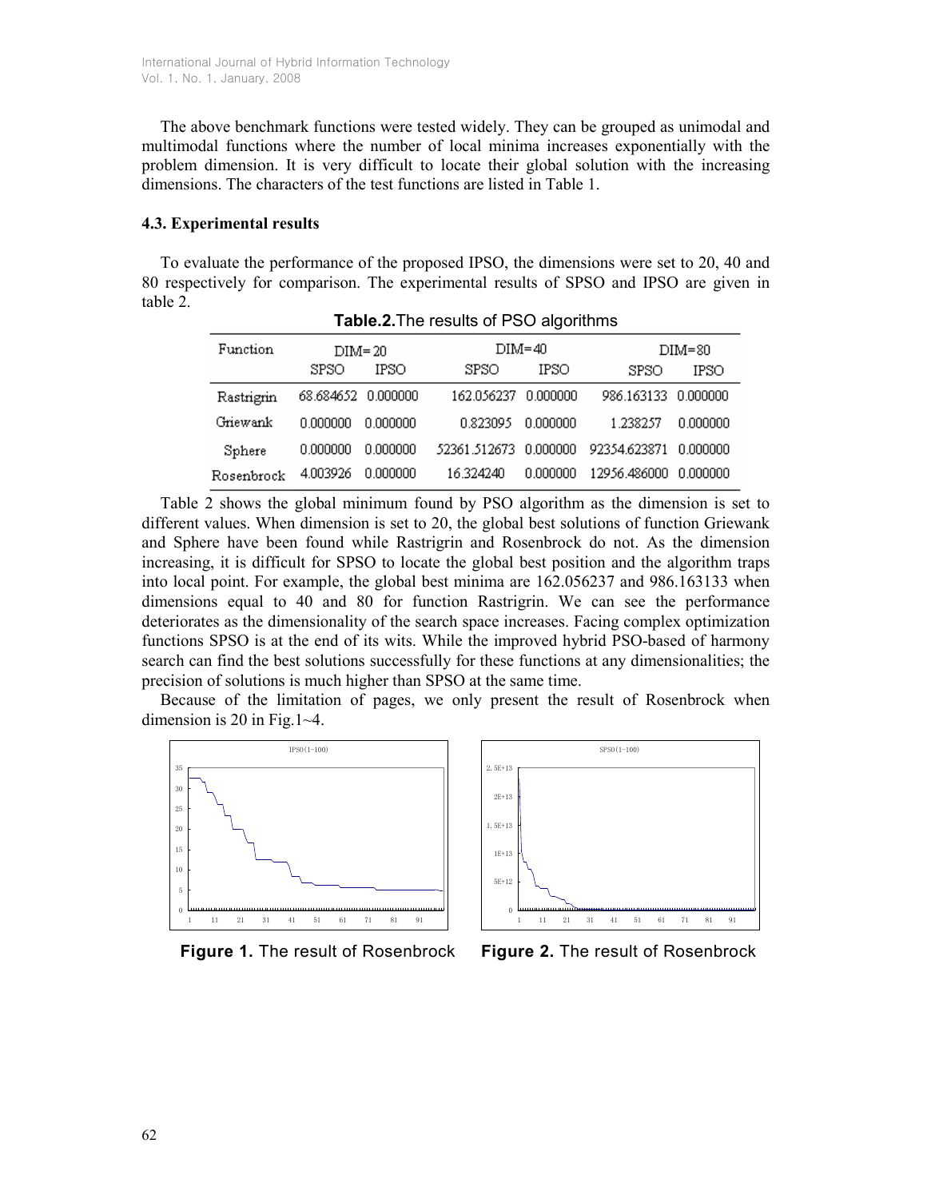The above benchmark functions were tested widely. They can be grouped as unimodal and multimodal functions where the number of local minima increases exponentially with the problem dimension. It is very difficult to locate their global solution with the increasing dimensions. The characters of the test functions are listed in Table 1.

### 4.3. Experimental results

To evaluate the performance of the proposed IPSO, the dimensions were set to 20, 40 and 80 respectively for comparison. The experimental results of SPSO and IPSO are given in table 2.

**Table.2.** The results of PSO algorithms

| Function | DIM=20 | | DIM=40 | | DIM=80 | |
|---|---|---|---|---|---|---|
| | SPSO | IPSO | SPSO | IPSO | SPSO | IPSO |
| Rastrigrin | 68.684652 | 0.000000 | 162.056237 | 0.000000 | 986.163133 | 0.000000 |
| Griewank | 0.000000 | 0.000000 | 0.823095 | 0.000000 | 1.238257 | 0.000000 |
| Sphere | 0.000000 | 0.000000 | 52361.512673 | 0.000000 | 92354.623871 | 0.000000 |
| Rosenbrock | 4.003926 | 0.000000 | 16.324240 | 0.000000 | 12956.486000 | 0.000000 |

Table 2 shows the global minimum found by PSO algorithm as the dimension is set to different values. When dimension is set to 20, the global best solutions of function Griewank and Sphere have been found while Rastrigrin and Rosenbrock do not. As the dimension increasing, it is difficult for SPSO to locate the global best position and the algorithm traps into local point. For example, the global best minima are 162.056237 and 986.163133 when dimensions equal to 40 and 80 for function Rastrigrin. We can see the performance deteriorates as the dimensionality of the search space increases. Facing complex optimization functions SPSO is at the end of its wits. While the improved hybrid PSO-based of harmony search can find the best solutions successfully for these functions at any dimensionalities; the precision of solutions is much higher than SPSO at the same time.

Because of the limitation of pages, we only present the result of Rosenbrock when dimension is 20 in Fig.1~4.

**Figure 1.** The result of Rosenbrock

**Figure 2.** The result of Rosenbrock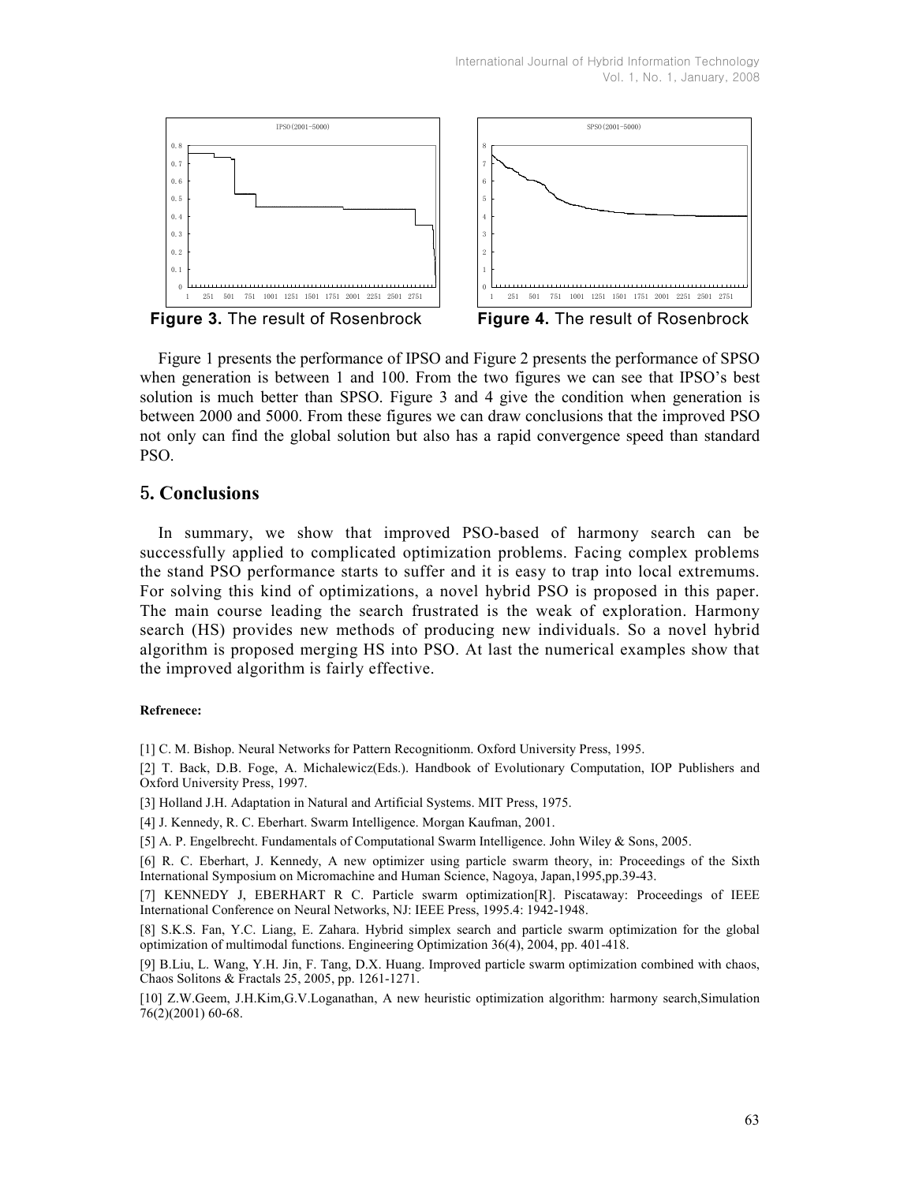Figure 3. The result of Rosenbrock

Figure 4. The result of Rosenbrock

Figure 1 presents the performance of IPSO and Figure 2 presents the performance of SPSO when generation is between 1 and 100. From the two figures we can see that IPSO's best solution is much better than SPSO. Figure 3 and 4 give the condition when generation is between 2000 and 5000. From these figures we can draw conclusions that the improved PSO not only can find the global solution but also has a rapid convergence speed than standard PSO.

## 5. Conclusions

In summary, we show that improved PSO-based of harmony search can be successfully applied to complicated optimization problems. Facing complex problems the stand PSO performance starts to suffer and it is easy to trap into local extremums. For solving this kind of optimizations, a novel hybrid PSO is proposed in this paper. The main course leading the search frustrated is the weak of exploration. Harmony search (HS) provides new methods of producing new individuals. So a novel hybrid algorithm is proposed merging HS into PSO. At last the numerical examples show that the improved algorithm is fairly effective.

#### Refrenece:

[1] C. M. Bishop. Neural Networks for Pattern Recognitionm. Oxford University Press, 1995.

[2] T. Back, D.B. Foge, A. Michalewicz(Eds.). Handbook of Evolutionary Computation, IOP Publishers and Oxford University Press, 1997.

[3] Holland J.H. Adaptation in Natural and Artificial Systems. MIT Press, 1975.

[4] J. Kennedy, R. C. Eberhart. Swarm Intelligence. Morgan Kaufman, 2001.

[5] A. P. Engelbrecht. Fundamentals of Computational Swarm Intelligence. John Wiley & Sons, 2005.

[6] R. C. Eberhart, J. Kennedy, A new optimizer using particle swarm theory, in: Proceedings of the Sixth International Symposium on Micromachine and Human Science, Nagoya, Japan,1995,pp.39-43.

[7] KENNEDY J, EBERHART R C. Particle swarm optimization[R]. Piscataway: Proceedings of IEEE International Conference on Neural Networks, NJ: IEEE Press, 1995.4: 1942-1948.

[8] S.K.S. Fan, Y.C. Liang, E. Zahara. Hybrid simplex search and particle swarm optimization for the global optimization of multimodal functions. Engineering Optimization 36(4), 2004, pp. 401-418.

[9] B.Liu, L. Wang, Y.H. Jin, F. Tang, D.X. Huang. Improved particle swarm optimization combined with chaos, Chaos Solitons & Fractals 25, 2005, pp. 1261-1271.

[10] Z.W.Geem, J.H.Kim,G.V.Loganathan, A new heuristic optimization algorithm: harmony search,Simulation 76(2)(2001) 60-68.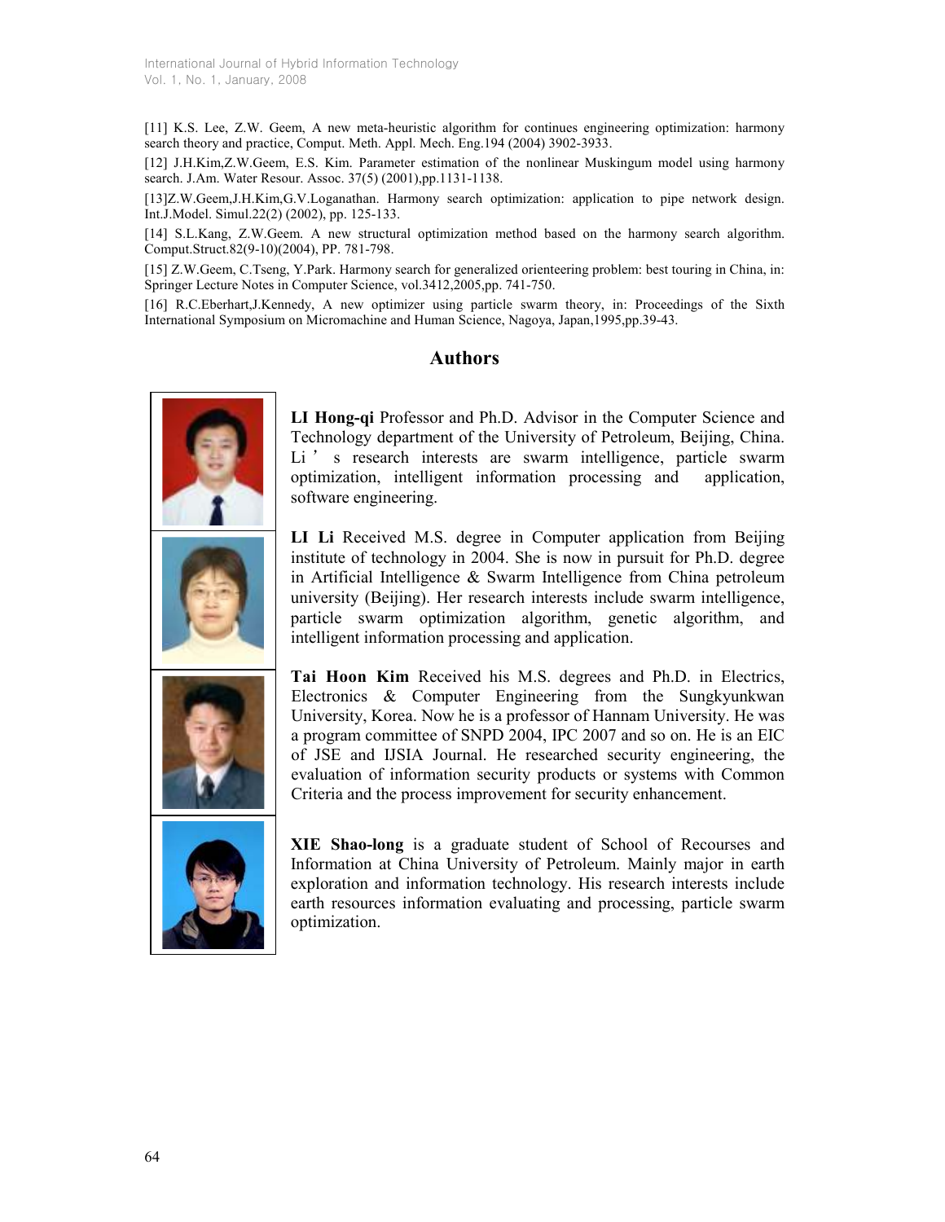[11] K.S. Lee, Z.W. Geem, A new meta-heuristic algorithm for continues engineering optimization: harmony search theory and practice, Comput. Meth. Appl. Mech. Eng.194 (2004) 3902-3933.

[12] J.H.Kim,Z.W.Geem, E.S. Kim. Parameter estimation of the nonlinear Muskingum model using harmony search. J.Am. Water Resour. Assoc. 37(5) (2001),pp.1131-1138.

[13]Z.W.Geem,J.H.Kim,G.V.Loganathan. Harmony search optimization: application to pipe network design. Int.J.Model. Simul.22(2) (2002), pp. 125-133.

[14] S.L.Kang, Z.W.Geem. A new structural optimization method based on the harmony search algorithm. Comput.Struct.82(9-10)(2004), PP. 781-798.

[15] Z.W.Geem, C.Tseng, Y.Park. Harmony search for generalized orienteering problem: best touring in China, in: Springer Lecture Notes in Computer Science, vol.3412,2005,pp. 741-750.

[16] R.C.Eberhart,J.Kennedy, A new optimizer using particle swarm theory, in: Proceedings of the Sixth International Symposium on Micromachine and Human Science, Nagoya, Japan,1995,pp.39-43.

## Authors

**LI Hong-qi** Professor and Ph.D. Advisor in the Computer Science and Technology department of the University of Petroleum, Beijing, China. Li ' s research interests are swarm intelligence, particle swarm optimization, intelligent information processing and application, software engineering.

**LI Li** Received M.S. degree in Computer application from Beijing institute of technology in 2004. She is now in pursuit for Ph.D. degree in Artificial Intelligence & Swarm Intelligence from China petroleum university (Beijing). Her research interests include swarm intelligence, particle swarm optimization algorithm, genetic algorithm, and intelligent information processing and application.

**Tai Hoon Kim** Received his M.S. degrees and Ph.D. in Electrics, Electronics & Computer Engineering from the Sungkyunkwan University, Korea. Now he is a professor of Hannam University. He was a program committee of SNPD 2004, IPC 2007 and so on. He is an EIC of JSE and IJSIA Journal. He researched security engineering, the evaluation of information security products or systems with Common Criteria and the process improvement for security enhancement.

**XIE Shao-long** is a graduate student of School of Recourses and Information at China University of Petroleum. Mainly major in earth exploration and information technology. His research interests include earth resources information evaluating and processing, particle swarm optimization.